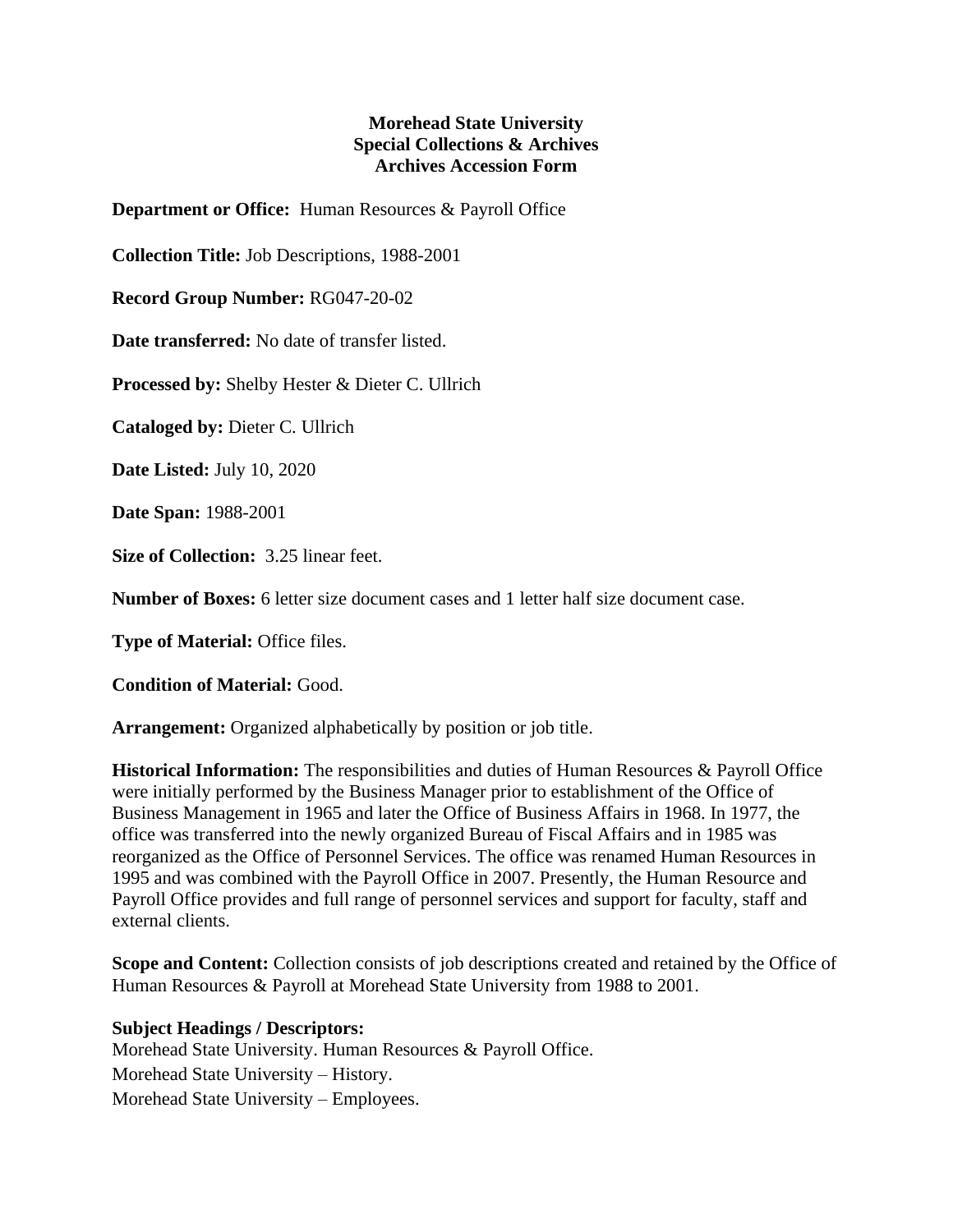# Morehead State University
## Special Collections & Archives
### Archives Accession Form

**Department or Office:** Human Resources & Payroll Office

**Collection Title:** Job Descriptions, 1988-2001

**Record Group Number:** RG047-20-02

**Date transferred:** No date of transfer listed.

**Processed by:** Shelby Hester & Dieter C. Ullrich

**Cataloged by:** Dieter C. Ullrich

**Date Listed:** July 10, 2020

**Date Span:** 1988-2001

**Size of Collection:** 3.25 linear feet.

**Number of Boxes:** 6 letter size document cases and 1 letter half size document case.

**Type of Material:** Office files.

**Condition of Material:** Good.

**Arrangement:** Organized alphabetically by position or job title.

**Historical Information:** The responsibilities and duties of Human Resources & Payroll Office were initially performed by the Business Manager prior to establishment of the Office of Business Management in 1965 and later the Office of Business Affairs in 1968. In 1977, the office was transferred into the newly organized Bureau of Fiscal Affairs and in 1985 was reorganized as the Office of Personnel Services. The office was renamed Human Resources in 1995 and was combined with the Payroll Office in 2007. Presently, the Human Resource and Payroll Office provides and full range of personnel services and support for faculty, staff and external clients.

**Scope and Content:** Collection consists of job descriptions created and retained by the Office of Human Resources & Payroll at Morehead State University from 1988 to 2001.

**Subject Headings / Descriptors:**

Morehead State University. Human Resources & Payroll Office.
Morehead State University – History.
Morehead State University – Employees.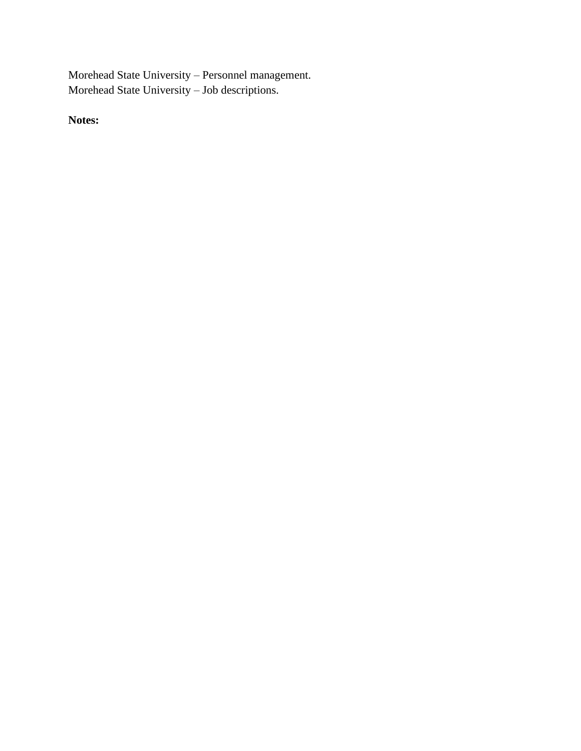Morehead State University – Personnel management.
Morehead State University – Job descriptions.

**Notes:**